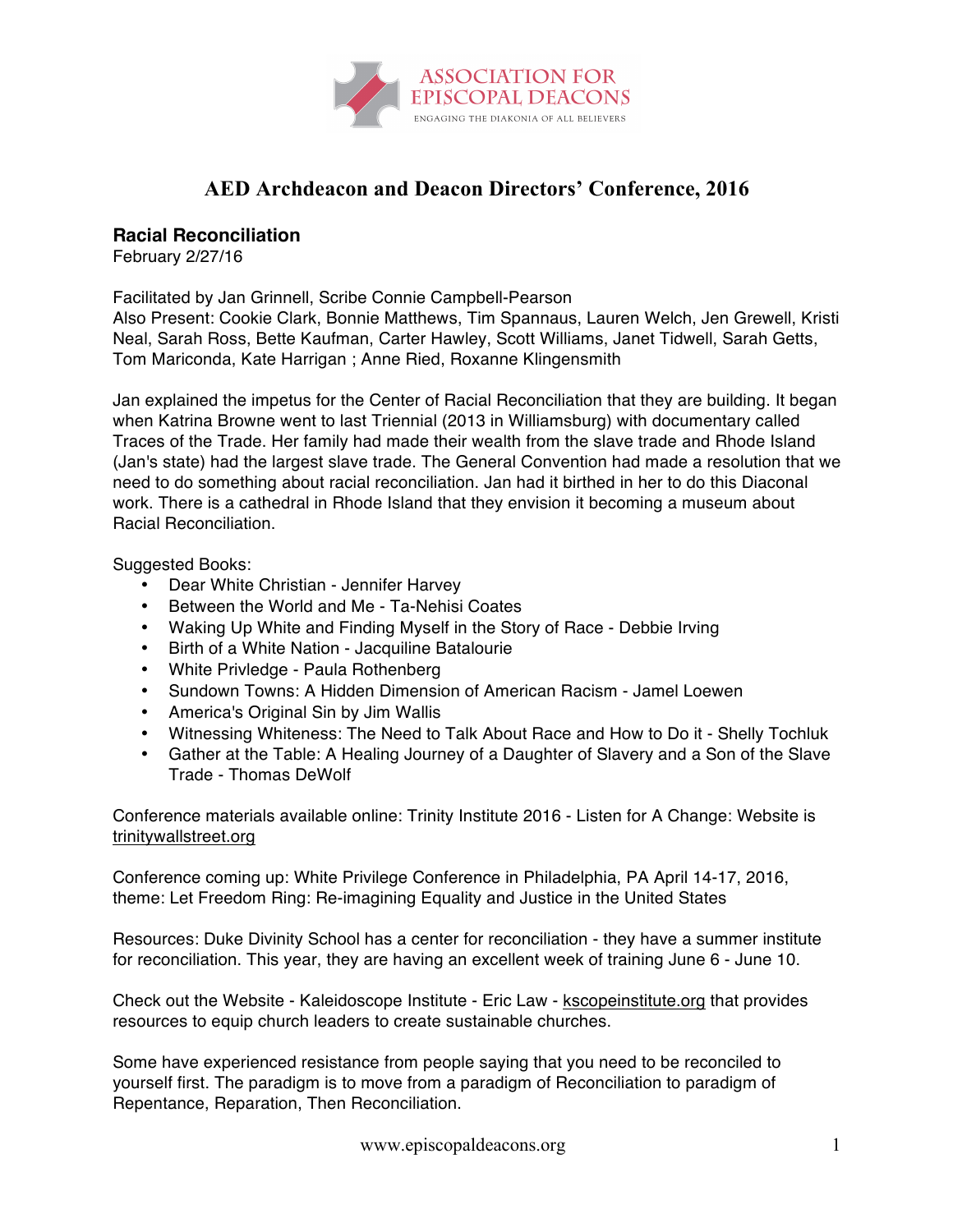ASSOCIATION FOR EPISCOPAL DEACONS

ENGAGING THE DIAKONIA OF ALL BELIEVERS

# AED Archdeacon and Deacon Directors' Conference, 2016

## Racial Reconciliation

February 2/27/16

Facilitated by Jan Grinnell, Scribe Connie Campbell-Pearson
Also Present: Cookie Clark, Bonnie Matthews, Tim Spannaus, Lauren Welch, Jen Grewell, Kristi Neal, Sarah Ross, Bette Kaufman, Carter Hawley, Scott Williams, Janet Tidwell, Sarah Getts, Tom Mariconda, Kate Harrigan ; Anne Ried, Roxanne Klingensmith

Jan explained the impetus for the Center of Racial Reconciliation that they are building. It began when Katrina Browne went to last Triennial (2013 in Williamsburg) with documentary called Traces of the Trade. Her family had made their wealth from the slave trade and Rhode Island (Jan's state) had the largest slave trade. The General Convention had made a resolution that we need to do something about racial reconciliation. Jan had it birthed in her to do this Diaconal work. There is a cathedral in Rhode Island that they envision it becoming a museum about Racial Reconciliation.

Suggested Books:

- Dear White Christian - Jennifer Harvey
- Between the World and Me - Ta-Nehisi Coates
- Waking Up White and Finding Myself in the Story of Race - Debbie Irving
- Birth of a White Nation - Jacquiline Batalourie
- White Privledge - Paula Rothenberg
- Sundown Towns: A Hidden Dimension of American Racism - Jamel Loewen
- America's Original Sin by Jim Wallis
- Witnessing Whiteness: The Need to Talk About Race and How to Do it - Shelly Tochluk
- Gather at the Table: A Healing Journey of a Daughter of Slavery and a Son of the Slave Trade - Thomas DeWolf

Conference materials available online: Trinity Institute 2016 - Listen for A Change: Website is trinitywallstreet.org

Conference coming up: White Privilege Conference in Philadelphia, PA April 14-17, 2016, theme: Let Freedom Ring: Re-imagining Equality and Justice in the United States

Resources: Duke Divinity School has a center for reconciliation - they have a summer institute for reconciliation. This year, they are having an excellent week of training June 6 - June 10.

Check out the Website - Kaleidoscope Institute - Eric Law - kscopeinstitute.org that provides resources to equip church leaders to create sustainable churches.

Some have experienced resistance from people saying that you need to be reconciled to yourself first. The paradigm is to move from a paradigm of Reconciliation to paradigm of Repentance, Reparation, Then Reconciliation.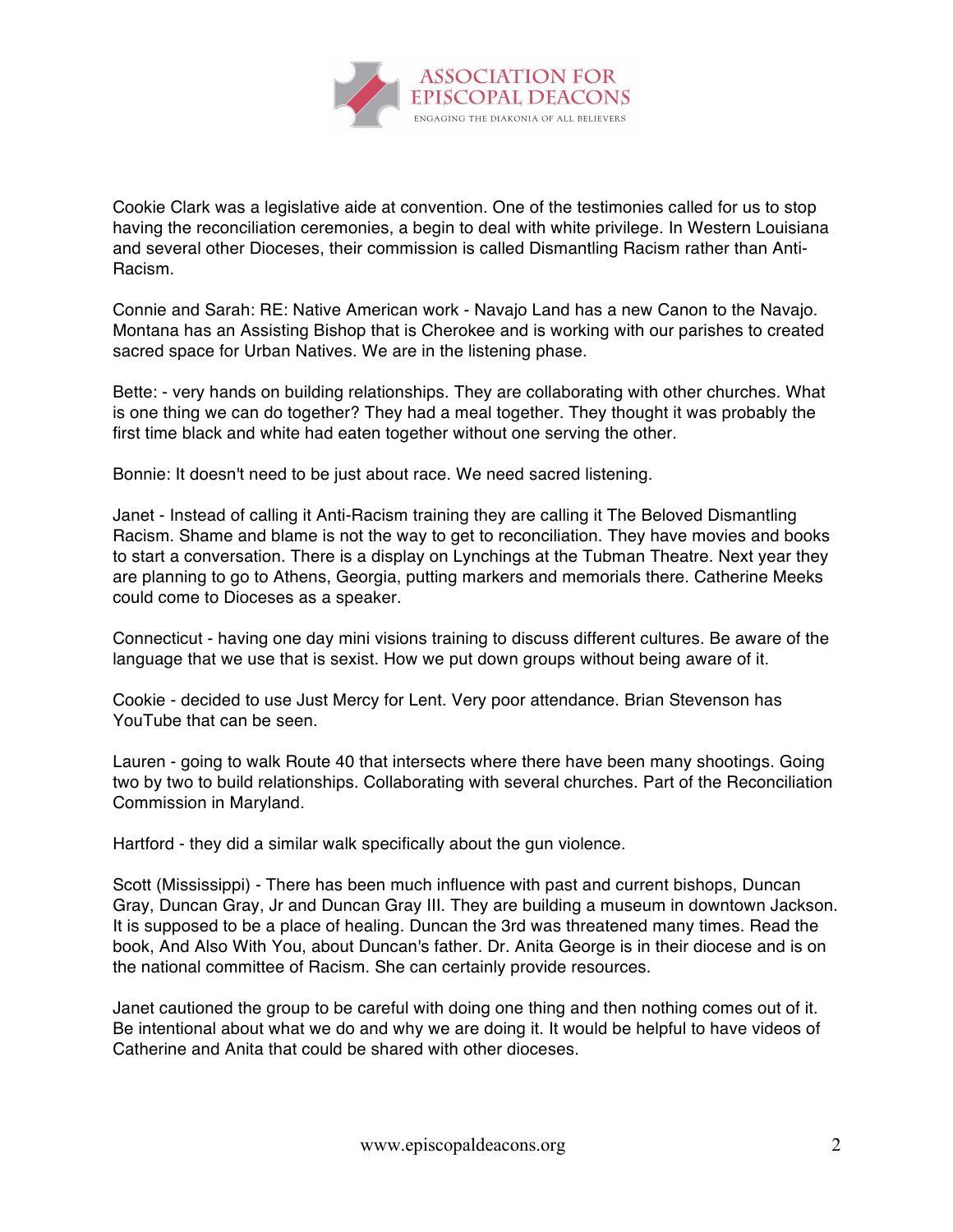Cookie Clark was a legislative aide at convention. One of the testimonies called for us to stop having the reconciliation ceremonies, a begin to deal with white privilege. In Western Louisiana and several other Dioceses, their commission is called Dismantling Racism rather than Anti-Racism.

Connie and Sarah: RE: Native American work - Navajo Land has a new Canon to the Navajo. Montana has an Assisting Bishop that is Cherokee and is working with our parishes to created sacred space for Urban Natives. We are in the listening phase.

Bette: - very hands on building relationships. They are collaborating with other churches. What is one thing we can do together? They had a meal together. They thought it was probably the first time black and white had eaten together without one serving the other.

Bonnie: It doesn't need to be just about race. We need sacred listening.

Janet - Instead of calling it Anti-Racism training they are calling it The Beloved Dismantling Racism. Shame and blame is not the way to get to reconciliation. They have movies and books to start a conversation. There is a display on Lynchings at the Tubman Theatre. Next year they are planning to go to Athens, Georgia, putting markers and memorials there. Catherine Meeks could come to Dioceses as a speaker.

Connecticut - having one day mini visions training to discuss different cultures. Be aware of the language that we use that is sexist. How we put down groups without being aware of it.

Cookie - decided to use Just Mercy for Lent. Very poor attendance. Brian Stevenson has YouTube that can be seen.

Lauren - going to walk Route 40 that intersects where there have been many shootings. Going two by two to build relationships. Collaborating with several churches. Part of the Reconciliation Commission in Maryland.

Hartford - they did a similar walk specifically about the gun violence.

Scott (Mississippi) - There has been much influence with past and current bishops, Duncan Gray, Duncan Gray, Jr and Duncan Gray III. They are building a museum in downtown Jackson. It is supposed to be a place of healing. Duncan the 3rd was threatened many times. Read the book, And Also With You, about Duncan's father. Dr. Anita George is in their diocese and is on the national committee of Racism. She can certainly provide resources.

Janet cautioned the group to be careful with doing one thing and then nothing comes out of it. Be intentional about what we do and why we are doing it. It would be helpful to have videos of Catherine and Anita that could be shared with other dioceses.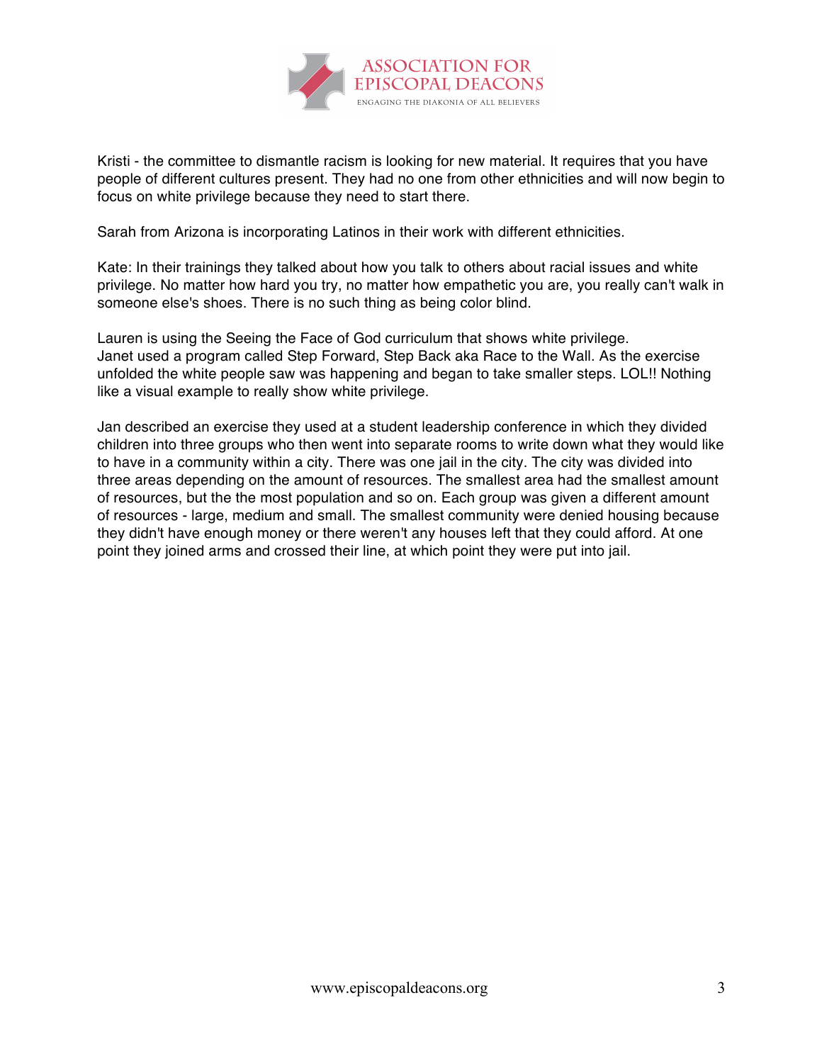Kristi - the committee to dismantle racism is looking for new material. It requires that you have people of different cultures present. They had no one from other ethnicities and will now begin to focus on white privilege because they need to start there.

Sarah from Arizona is incorporating Latinos in their work with different ethnicities.

Kate: In their trainings they talked about how you talk to others about racial issues and white privilege. No matter how hard you try, no matter how empathetic you are, you really can't walk in someone else's shoes. There is no such thing as being color blind.

Lauren is using the Seeing the Face of God curriculum that shows white privilege.
Janet used a program called Step Forward, Step Back aka Race to the Wall. As the exercise unfolded the white people saw was happening and began to take smaller steps. LOL!! Nothing like a visual example to really show white privilege.

Jan described an exercise they used at a student leadership conference in which they divided children into three groups who then went into separate rooms to write down what they would like to have in a community within a city. There was one jail in the city. The city was divided into three areas depending on the amount of resources. The smallest area had the smallest amount of resources, but the the most population and so on. Each group was given a different amount of resources - large, medium and small. The smallest community were denied housing because they didn't have enough money or there weren't any houses left that they could afford. At one point they joined arms and crossed their line, at which point they were put into jail.